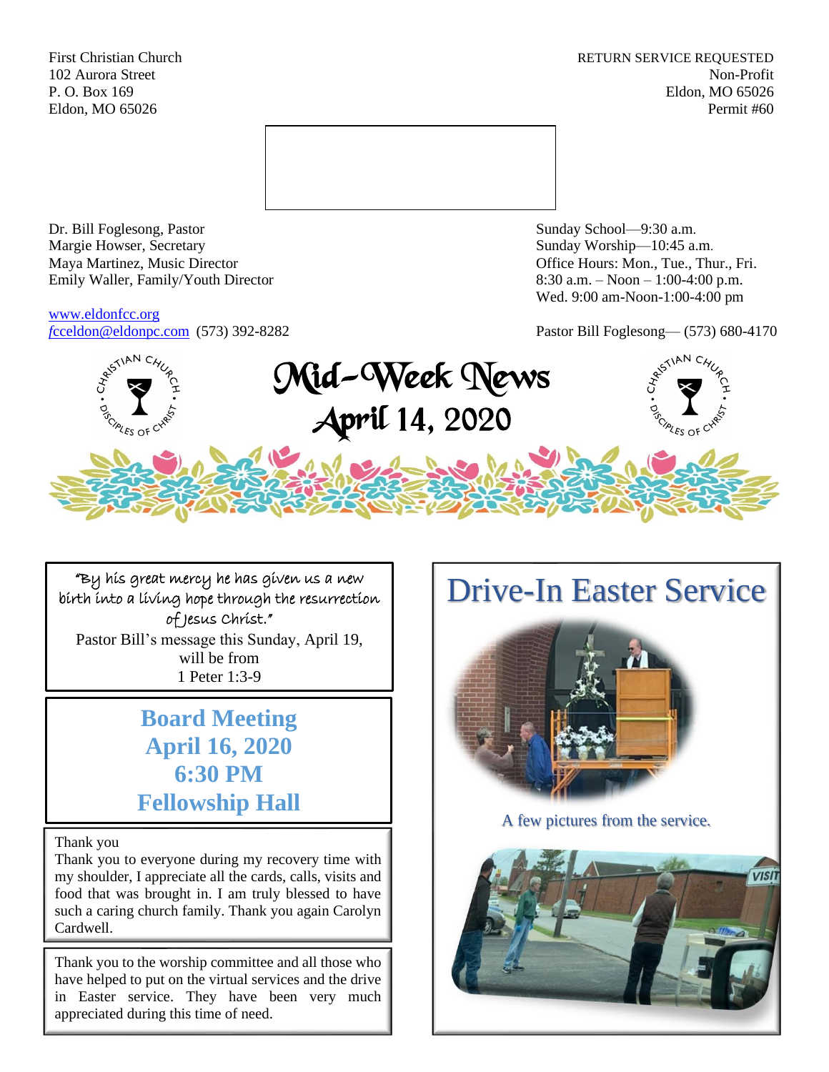First Christian Church
102 Aurora Street
P. O. Box 169
Eldon, MO 65026

RETURN SERVICE REQUESTED
Non-Profit
Eldon, MO 65026
Permit #60

Dr. Bill Foglesong, Pastor
Margie Howser, Secretary
Maya Martinez, Music Director
Emily Waller, Family/Youth Director

www.eldonfcc.org
fcceldon@eldonpc.com (573) 392-8282

Sunday School—9:30 a.m.
Sunday Worship—10:45 a.m.
Office Hours: Mon., Tue., Thur., Fri.
8:30 a.m. – Noon – 1:00-4:00 p.m.
Wed. 9:00 am-Noon-1:00-4:00 pm

Pastor Bill Foglesong— (573) 680-4170

# Mid-Week News
## April 14, 2020

"By his great mercy he has given us a new birth into a living hope through the resurrection of Jesus Christ."
Pastor Bill's message this Sunday, April 19, will be from
1 Peter 1:3-9

**Board Meeting**
**April 16, 2020**
**6:30 PM**
**Fellowship Hall**

Thank you
Thank you to everyone during my recovery time with my shoulder, I appreciate all the cards, calls, visits and food that was brought in. I am truly blessed to have such a caring church family. Thank you again Carolyn Cardwell.

Thank you to the worship committee and all those who have helped to put on the virtual services and the drive in Easter service. They have been very much appreciated during this time of need.

## Drive-In Easter Service

A few pictures from the service.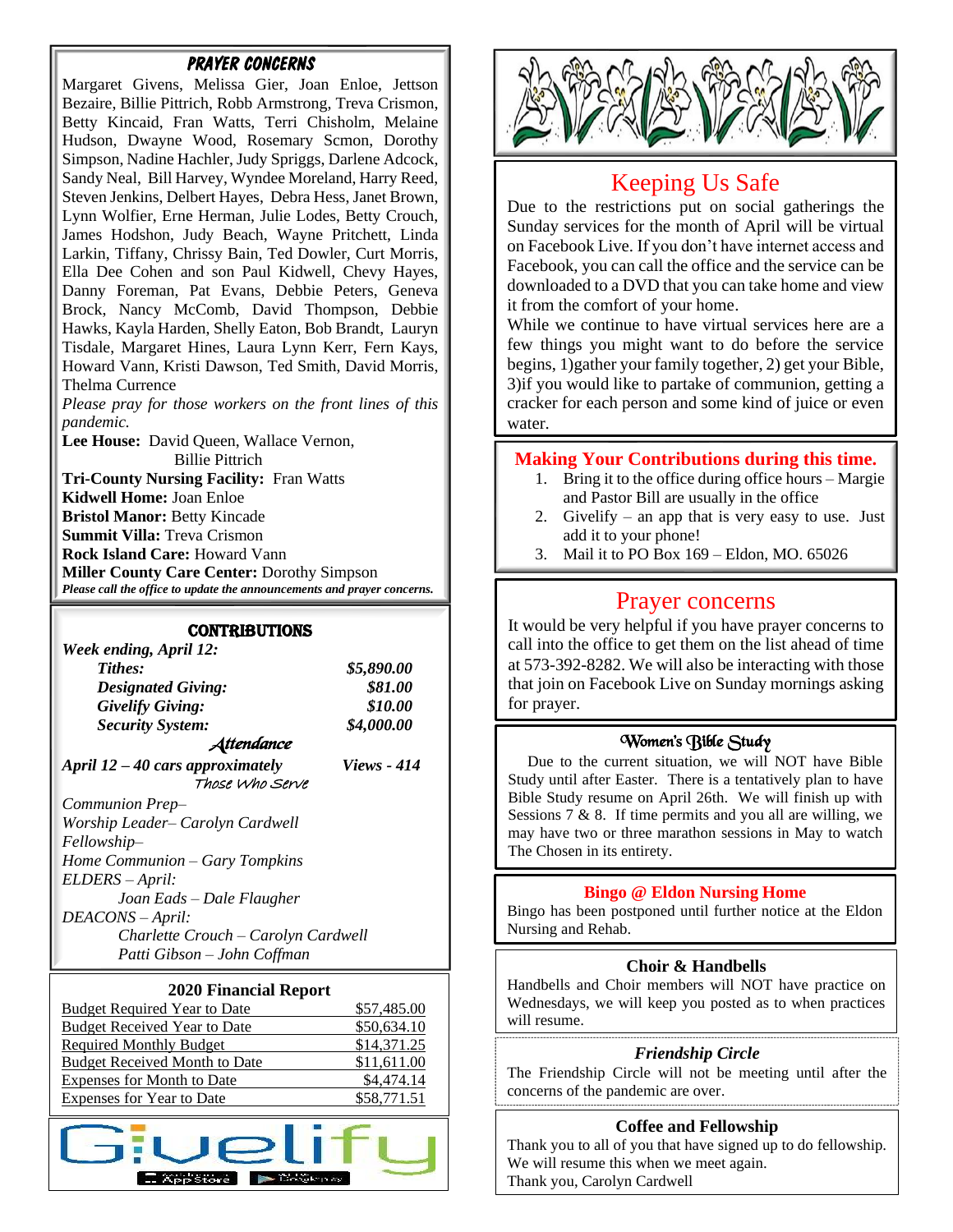## PRAYER CONCERNS

Margaret Givens, Melissa Gier, Joan Enloe, Jettson Bezaire, Billie Pittrich, Robb Armstrong, Treva Crismon, Betty Kincaid, Fran Watts, Terri Chisholm, Melaine Hudson, Dwayne Wood, Rosemary Scmon, Dorothy Simpson, Nadine Hachler, Judy Spriggs, Darlene Adcock, Sandy Neal, Bill Harvey, Wyndee Moreland, Harry Reed, Steven Jenkins, Delbert Hayes, Debra Hess, Janet Brown, Lynn Wolfier, Erne Herman, Julie Lodes, Betty Crouch, James Hodshon, Judy Beach, Wayne Pritchett, Linda Larkin, Tiffany, Chrissy Bain, Ted Dowler, Curt Morris, Ella Dee Cohen and son Paul Kidwell, Chevy Hayes, Danny Foreman, Pat Evans, Debbie Peters, Geneva Brock, Nancy McComb, David Thompson, Debbie Hawks, Kayla Harden, Shelly Eaton, Bob Brandt, Lauryn Tisdale, Margaret Hines, Laura Lynn Kerr, Fern Kays, Howard Vann, Kristi Dawson, Ted Smith, David Morris, Thelma Currence

*Please pray for those workers on the front lines of this pandemic.*

**Lee House:** David Queen, Wallace Vernon, Billie Pittrich
**Tri-County Nursing Facility:** Fran Watts
**Kidwell Home:** Joan Enloe
**Bristol Manor:** Betty Kincade
**Summit Villa:** Treva Crismon
**Rock Island Care:** Howard Vann
**Miller County Care Center:** Dorothy Simpson

***Please call the office to update the announcements and prayer concerns.***

## CONTRIBUTIONS

***Week ending, April 12:***

| | |
|---|---|
| ***Tithes:*** | ***$5,890.00*** |
| ***Designated Giving:*** | ***$81.00*** |
| ***Givelify Giving:*** | ***$10.00*** |
| ***Security System:*** | ***$4,000.00*** |

### *Attendance*

***April 12 – 40 cars approximately*** ***Views - 414***

*Those Who Serve*

*Communion Prep–*
*Worship Leader– Carolyn Cardwell*
*Fellowship–*
*Home Communion – Gary Tompkins*
*ELDERS – April:*
*Joan Eads – Dale Flaugher*
*DEACONS – April:*
*Charlette Crouch – Carolyn Cardwell*
*Patti Gibson – John Coffman*

## 2020 Financial Report

| | |
|---|---|
| Budget Required Year to Date | $57,485.00 |
| Budget Received Year to Date | $50,634.10 |
| Required Monthly Budget | $14,371.25 |
| Budget Received Month to Date | $11,611.00 |
| Expenses for Month to Date | $4,474.14 |
| Expenses for Year to Date | $58,771.51 |

Givelify

## Keeping Us Safe

Due to the restrictions put on social gatherings the Sunday services for the month of April will be virtual on Facebook Live. If you don't have internet access and Facebook, you can call the office and the service can be downloaded to a DVD that you can take home and view it from the comfort of your home.

While we continue to have virtual services here are a few things you might want to do before the service begins, 1)gather your family together, 2) get your Bible, 3)if you would like to partake of communion, getting a cracker for each person and some kind of juice or even water.

## Making Your Contributions during this time.

1. Bring it to the office during office hours – Margie and Pastor Bill are usually in the office
2. Givelify – an app that is very easy to use. Just add it to your phone!
3. Mail it to PO Box 169 – Eldon, MO. 65026

## Prayer concerns

It would be very helpful if you have prayer concerns to call into the office to get them on the list ahead of time at 573-392-8282. We will also be interacting with those that join on Facebook Live on Sunday mornings asking for prayer.

## Women's Bible Study

Due to the current situation, we will NOT have Bible Study until after Easter. There is a tentatively plan to have Bible Study resume on April 26th. We will finish up with Sessions 7 & 8. If time permits and you all are willing, we may have two or three marathon sessions in May to watch The Chosen in its entirety.

## Bingo @ Eldon Nursing Home

Bingo has been postponed until further notice at the Eldon Nursing and Rehab.

## Choir & Handbells

Handbells and Choir members will NOT have practice on Wednesdays, we will keep you posted as to when practices will resume.

## *Friendship Circle*

The Friendship Circle will not be meeting until after the concerns of the pandemic are over.

## Coffee and Fellowship

Thank you to all of you that have signed up to do fellowship. We will resume this when we meet again.
Thank you, Carolyn Cardwell